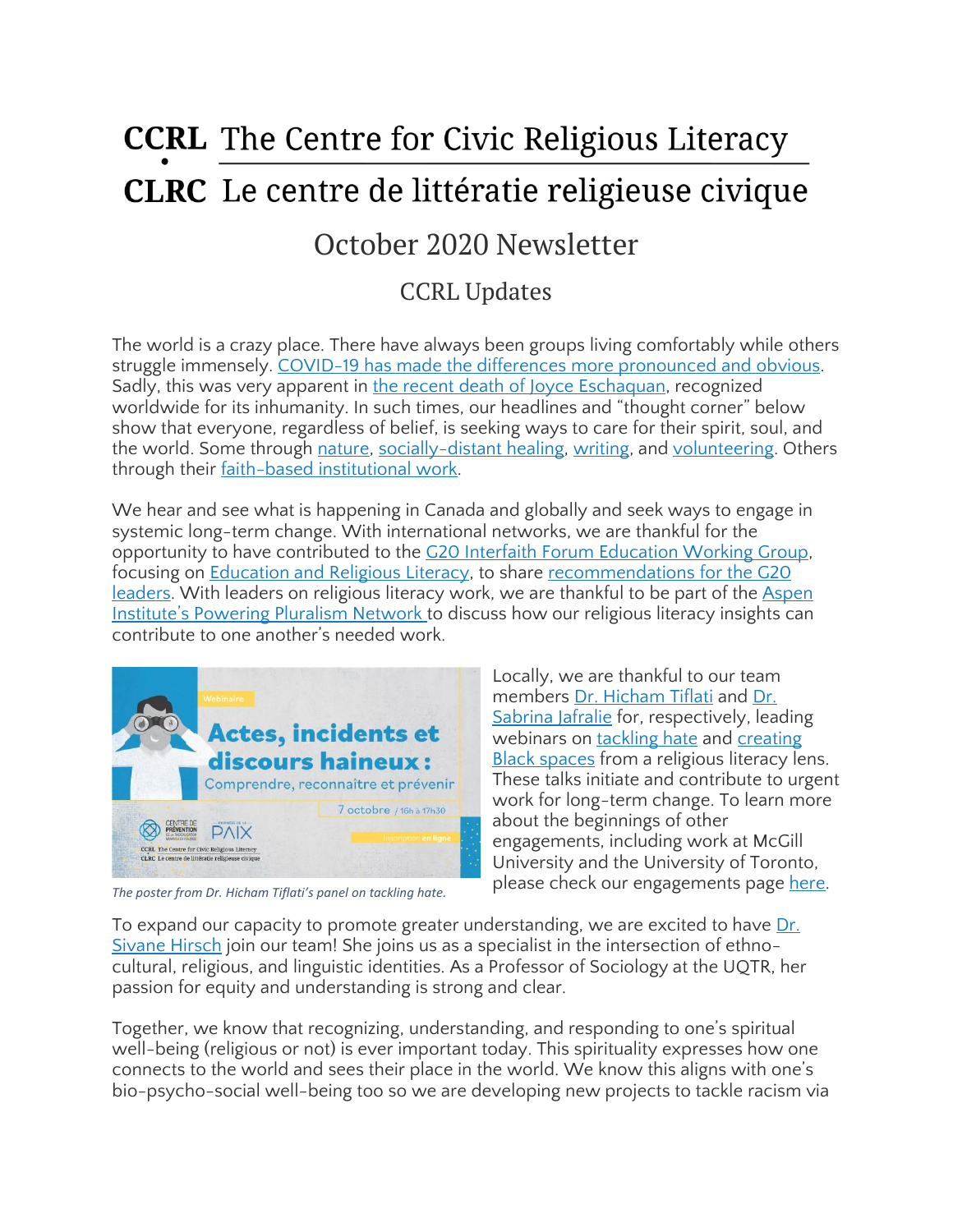# CCRL • CLRC The Centre for Civic Religious Literacy / Le centre de littératie religieuse civique

## October 2020 Newsletter

### CCRL Updates

The world is a crazy place. There have always been groups living comfortably while others struggle immensely. COVID-19 has made the differences more pronounced and obvious. Sadly, this was very apparent in the recent death of Joyce Eschaquan, recognized worldwide for its inhumanity. In such times, our headlines and "thought corner" below show that everyone, regardless of belief, is seeking ways to care for their spirit, soul, and the world. Some through nature, socially-distant healing, writing, and volunteering. Others through their faith-based institutional work.

We hear and see what is happening in Canada and globally and seek ways to engage in systemic long-term change. With international networks, we are thankful for the opportunity to have contributed to the G20 Interfaith Forum Education Working Group, focusing on Education and Religious Literacy, to share recommendations for the G20 leaders. With leaders on religious literacy work, we are thankful to be part of the Aspen Institute's Powering Pluralism Network to discuss how our religious literacy insights can contribute to one another's needed work.

*The poster from Dr. Hicham Tiflati's panel on tackling hate.*

Locally, we are thankful to our team members Dr. Hicham Tiflati and Dr. Sabrina Jafralie for, respectively, leading webinars on tackling hate and creating Black spaces from a religious literacy lens. These talks initiate and contribute to urgent work for long-term change. To learn more about the beginnings of other engagements, including work at McGill University and the University of Toronto, please check our engagements page here.

To expand our capacity to promote greater understanding, we are excited to have Dr. Sivane Hirsch join our team! She joins us as a specialist in the intersection of ethno-cultural, religious, and linguistic identities. As a Professor of Sociology at the UQTR, her passion for equity and understanding is strong and clear.

Together, we know that recognizing, understanding, and responding to one's spiritual well-being (religious or not) is ever important today. This spirituality expresses how one connects to the world and sees their place in the world. We know this aligns with one's bio-psycho-social well-being too so we are developing new projects to tackle racism via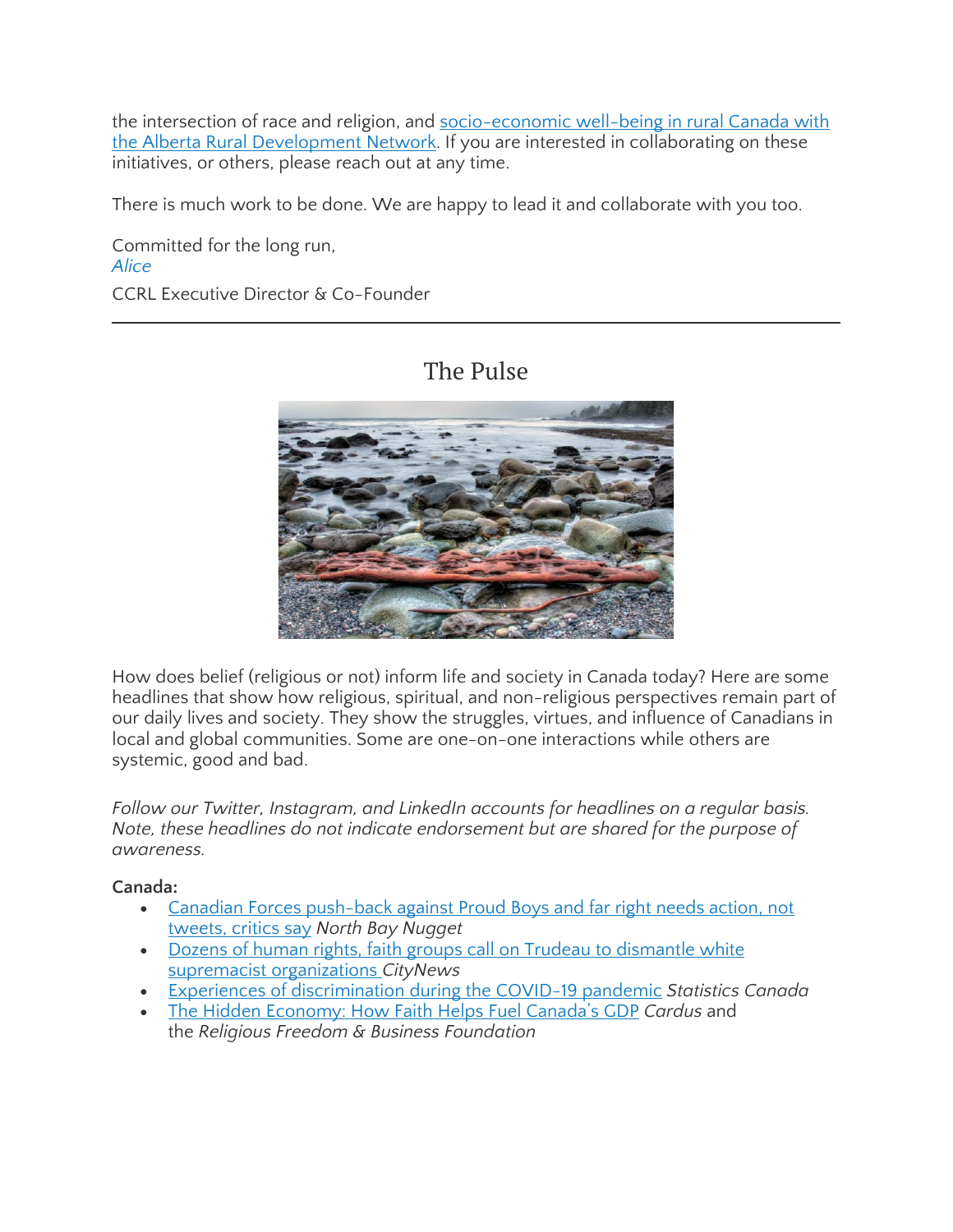the intersection of race and religion, and [socio-economic well-being in rural Canada with the Alberta Rural Development Network](). If you are interested in collaborating on these initiatives, or others, please reach out at any time.

There is much work to be done. We are happy to lead it and collaborate with you too.

Committed for the long run,
*Alice*
CCRL Executive Director & Co-Founder

---

## The Pulse

How does belief (religious or not) inform life and society in Canada today? Here are some headlines that show how religious, spiritual, and non-religious perspectives remain part of our daily lives and society. They show the struggles, virtues, and influence of Canadians in local and global communities. Some are one-on-one interactions while others are systemic, good and bad.

*Follow our Twitter, Instagram, and LinkedIn accounts for headlines on a regular basis. Note, these headlines do not indicate endorsement but are shared for the purpose of awareness.*

**Canada:**

- [Canadian Forces push-back against Proud Boys and far right needs action, not tweets, critics say]() *North Bay Nugget*
- [Dozens of human rights, faith groups call on Trudeau to dismantle white supremacist organizations]() *CityNews*
- [Experiences of discrimination during the COVID-19 pandemic]() *Statistics Canada*
- [The Hidden Economy: How Faith Helps Fuel Canada's GDP]() *Cardus* and the *Religious Freedom & Business Foundation*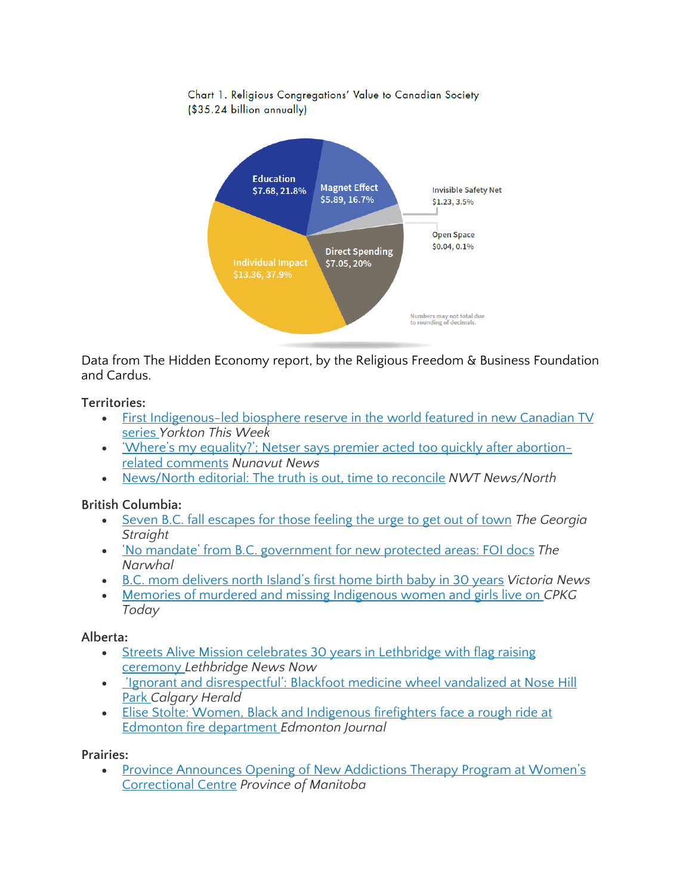Chart 1. Religious Congregations' Value to Canadian Society
($35.24 billion annually)

Education $7.68, 21.8%
Magnet Effect $5.89, 16.7%
Invisible Safety Net $1.23, 3.5%
Open Space $0.04, 0.1%
Direct Spending $7.05, 20%
Individual Impact $13.36, 37.9%

Numbers may not total due to rounding of decimals.

Data from The Hidden Economy report, by the Religious Freedom & Business Foundation and Cardus.

**Territories:**

- First Indigenous-led biosphere reserve in the world featured in new Canadian TV series *Yorkton This Week*
- 'Where's my equality?'; Netser says premier acted too quickly after abortion-related comments *Nunavut News*
- News/North editorial: The truth is out, time to reconcile *NWT News/North*

**British Columbia:**

- Seven B.C. fall escapes for those feeling the urge to get out of town *The Georgia Straight*
- 'No mandate' from B.C. government for new protected areas: FOI docs *The Narwhal*
- B.C. mom delivers north Island's first home birth baby in 30 years *Victoria News*
- Memories of murdered and missing Indigenous women and girls live on *CPKG Today*

**Alberta:**

- Streets Alive Mission celebrates 30 years in Lethbridge with flag raising ceremony *Lethbridge News Now*
- 'Ignorant and disrespectful': Blackfoot medicine wheel vandalized at Nose Hill Park *Calgary Herald*
- Elise Stolte: Women, Black and Indigenous firefighters face a rough ride at Edmonton fire department *Edmonton Journal*

**Prairies:**

- Province Announces Opening of New Addictions Therapy Program at Women's Correctional Centre *Province of Manitoba*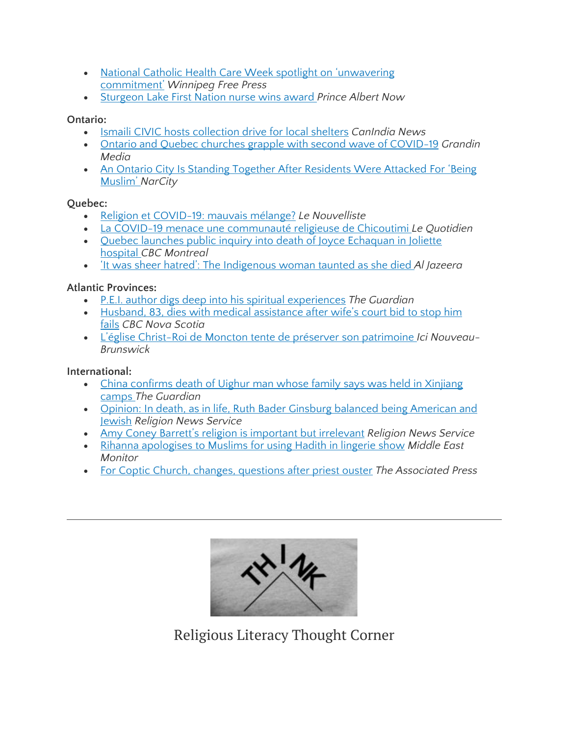- National Catholic Health Care Week spotlight on 'unwavering commitment' *Winnipeg Free Press*
- Sturgeon Lake First Nation nurse wins award *Prince Albert Now*

**Ontario:**

- Ismaili CIVIC hosts collection drive for local shelters *CanIndia News*
- Ontario and Quebec churches grapple with second wave of COVID-19 *Grandin Media*
- An Ontario City Is Standing Together After Residents Were Attacked For 'Being Muslim' *NarCity*

**Quebec:**

- Religion et COVID-19: mauvais mélange? *Le Nouvelliste*
- La COVID-19 menace une communauté religieuse de Chicoutimi *Le Quotidien*
- Quebec launches public inquiry into death of Joyce Echaquan in Joliette hospital *CBC Montreal*
- 'It was sheer hatred': The Indigenous woman taunted as she died *Al Jazeera*

**Atlantic Provinces:**

- P.E.I. author digs deep into his spiritual experiences *The Guardian*
- Husband, 83, dies with medical assistance after wife's court bid to stop him fails *CBC Nova Scotia*
- L'église Christ-Roi de Moncton tente de préserver son patrimoine *Ici Nouveau-Brunswick*

**International:**

- China confirms death of Uighur man whose family says was held in Xinjiang camps *The Guardian*
- Opinion: In death, as in life, Ruth Bader Ginsburg balanced being American and Jewish *Religion News Service*
- Amy Coney Barrett's religion is important but irrelevant *Religion News Service*
- Rihanna apologises to Muslims for using Hadith in lingerie show *Middle East Monitor*
- For Coptic Church, changes, questions after priest ouster *The Associated Press*

---

THINK

Religious Literacy Thought Corner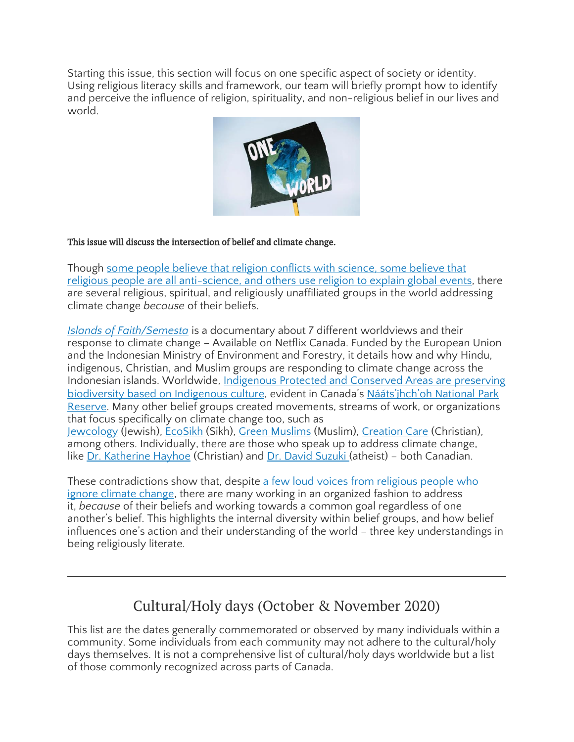Starting this issue, this section will focus on one specific aspect of society or identity. Using religious literacy skills and framework, our team will briefly prompt how to identify and perceive the influence of religion, spirituality, and non-religious belief in our lives and world.

**This issue will discuss the intersection of belief and climate change.**

Though some people believe that religion conflicts with science, some believe that religious people are all anti-science, and others use religion to explain global events, there are several religious, spiritual, and religiously unaffiliated groups in the world addressing climate change *because* of their beliefs.

*Islands of Faith/Semesta* is a documentary about 7 different worldviews and their response to climate change – Available on Netflix Canada. Funded by the European Union and the Indonesian Ministry of Environment and Forestry, it details how and why Hindu, indigenous, Christian, and Muslim groups are responding to climate change across the Indonesian islands. Worldwide, Indigenous Protected and Conserved Areas are preserving biodiversity based on Indigenous culture, evident in Canada's Nááts'įhch'oh National Park Reserve. Many other belief groups created movements, streams of work, or organizations that focus specifically on climate change too, such as Jewcology (Jewish), EcoSikh (Sikh), Green Muslims (Muslim), Creation Care (Christian), among others. Individually, there are those who speak up to address climate change, like Dr. Katherine Hayhoe (Christian) and Dr. David Suzuki (atheist) – both Canadian.

These contradictions show that, despite a few loud voices from religious people who ignore climate change, there are many working in an organized fashion to address it, *because* of their beliefs and working towards a common goal regardless of one another's belief. This highlights the internal diversity within belief groups, and how belief influences one's action and their understanding of the world – three key understandings in being religiously literate.

---

## Cultural/Holy days (October & November 2020)

This list are the dates generally commemorated or observed by many individuals within a community. Some individuals from each community may not adhere to the cultural/holy days themselves. It is not a comprehensive list of cultural/holy days worldwide but a list of those commonly recognized across parts of Canada.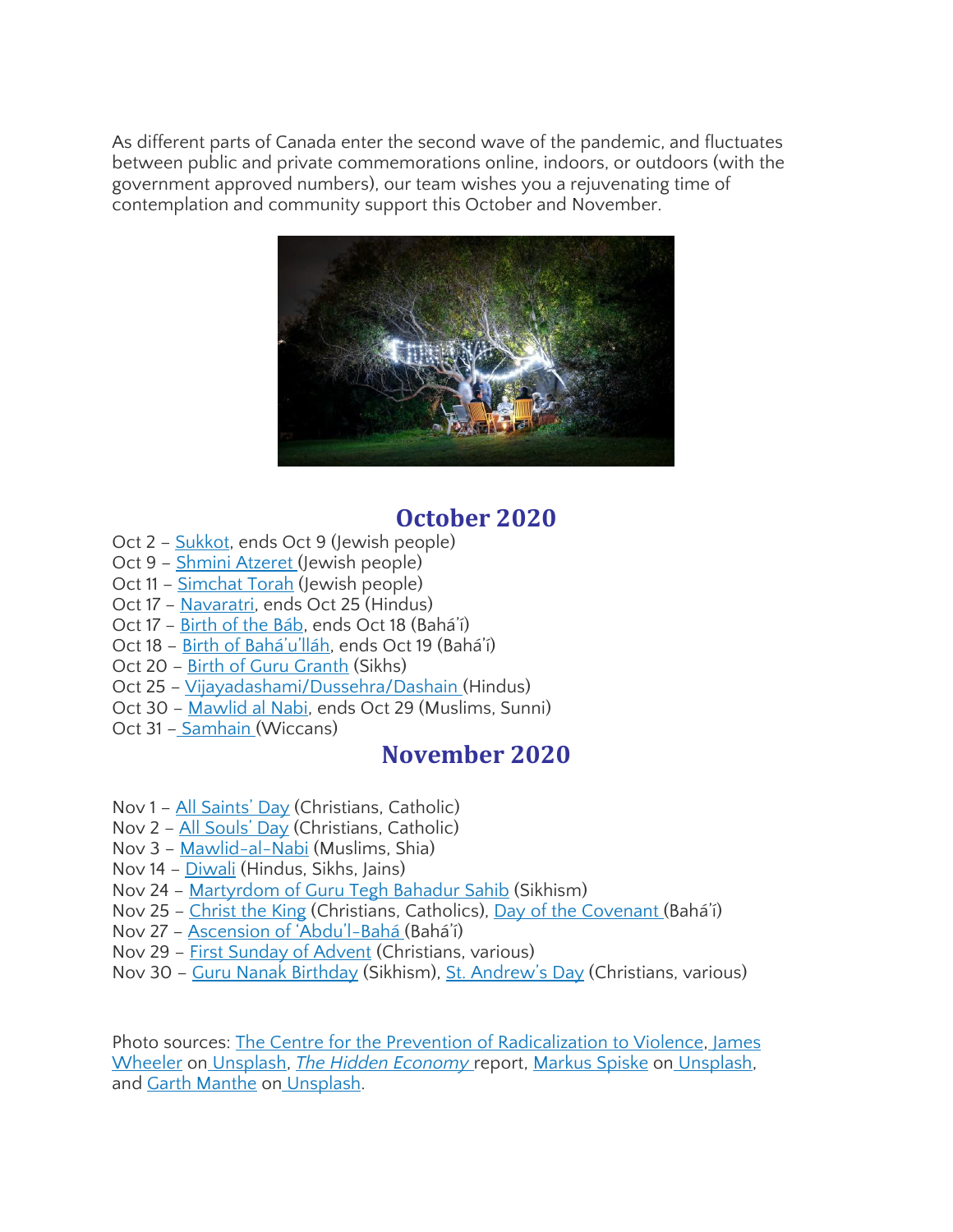As different parts of Canada enter the second wave of the pandemic, and fluctuates between public and private commemorations online, indoors, or outdoors (with the government approved numbers), our team wishes you a rejuvenating time of contemplation and community support this October and November.

## October 2020

Oct 2 – Sukkot, ends Oct 9 (Jewish people)
Oct 9 – Shmini Atzeret (Jewish people)
Oct 11 – Simchat Torah (Jewish people)
Oct 17 – Navaratri, ends Oct 25 (Hindus)
Oct 17 – Birth of the Báb, ends Oct 18 (Bahá'í)
Oct 18 – Birth of Bahá'u'lláh, ends Oct 19 (Bahá'í)
Oct 20 – Birth of Guru Granth (Sikhs)
Oct 25 – Vijayadashami/Dussehra/Dashain (Hindus)
Oct 30 – Mawlid al Nabi, ends Oct 29 (Muslims, Sunni)
Oct 31 – Samhain (Wiccans)

## November 2020

Nov 1 – All Saints' Day (Christians, Catholic)
Nov 2 – All Souls' Day (Christians, Catholic)
Nov 3 – Mawlid-al-Nabi (Muslims, Shia)
Nov 14 – Diwali (Hindus, Sikhs, Jains)
Nov 24 – Martyrdom of Guru Tegh Bahadur Sahib (Sikhism)
Nov 25 – Christ the King (Christians, Catholics), Day of the Covenant (Bahá'í)
Nov 27 – Ascension of 'Abdu'l-Bahá (Bahá'í)
Nov 29 – First Sunday of Advent (Christians, various)
Nov 30 – Guru Nanak Birthday (Sikhism), St. Andrew's Day (Christians, various)

Photo sources: The Centre for the Prevention of Radicalization to Violence, James Wheeler on Unsplash, *The Hidden Economy* report, Markus Spiske on Unsplash, and Garth Manthe on Unsplash.